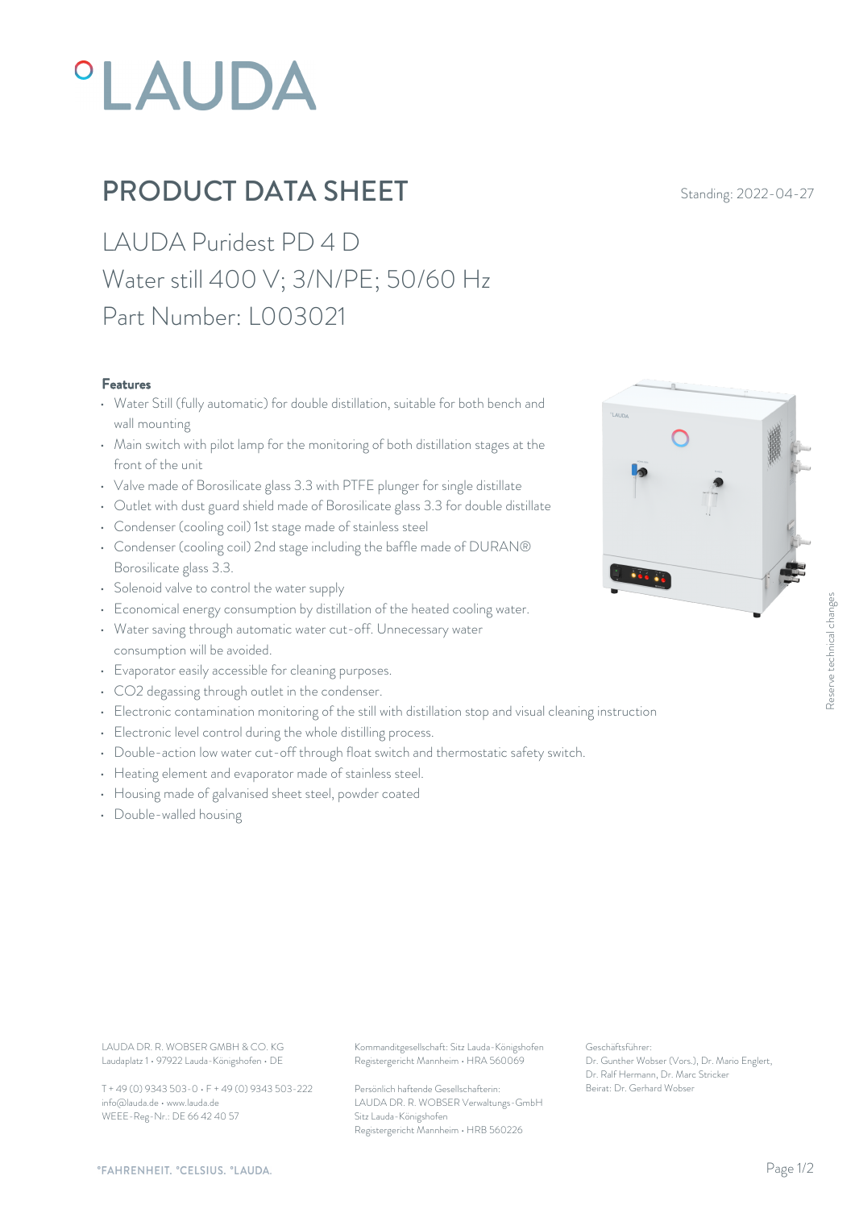# °LAUDA

## PRODUCT DATA SHEET

Standing: 2022-04-27

LAUDA Puridest PD 4 D
Water still 400 V; 3/N/PE; 50/60 Hz
Part Number: L003021

**Features**

- Water Still (fully automatic) for double distillation, suitable for both bench and wall mounting
- Main switch with pilot lamp for the monitoring of both distillation stages at the front of the unit
- Valve made of Borosilicate glass 3.3 with PTFE plunger for single distillate
- Outlet with dust guard shield made of Borosilicate glass 3.3 for double distillate
- Condenser (cooling coil) 1st stage made of stainless steel
- Condenser (cooling coil) 2nd stage including the baffle made of DURAN® Borosilicate glass 3.3.
- Solenoid valve to control the water supply
- Economical energy consumption by distillation of the heated cooling water.
- Water saving through automatic water cut-off. Unnecessary water consumption will be avoided.
- Evaporator easily accessible for cleaning purposes.
- $CO_2$ degassing through outlet in the condenser.
- Electronic contamination monitoring of the still with distillation stop and visual cleaning instruction
- Electronic level control during the whole distilling process.
- Double-action low water cut-off through float switch and thermostatic safety switch.
- Heating element and evaporator made of stainless steel.
- Housing made of galvanised sheet steel, powder coated
- Double-walled housing

Reserve technical changes

LAUDA DR. R. WOBSER GMBH & CO. KG
Laudaplatz 1 • 97922 Lauda-Königshofen • DE

T + 49 (0) 9343 503-0 • F + 49 (0) 9343 503-222
info@lauda.de • www.lauda.de
WEEE-Reg-Nr.: DE 66 42 40 57

Kommanditgesellschaft: Sitz Lauda-Königshofen
Registergericht Mannheim • HRA 560069

Persönlich haftende Gesellschafterin:
LAUDA DR. R. WOBSER Verwaltungs-GmbH
Sitz Lauda-Königshofen
Registergericht Mannheim • HRB 560226

Geschäftsführer:
Dr. Gunther Wobser (Vors.), Dr. Mario Englert, Dr. Ralf Hermann, Dr. Marc Stricker
Beirat: Dr. Gerhard Wobser

°FAHRENHEIT. °CELSIUS. °LAUDA.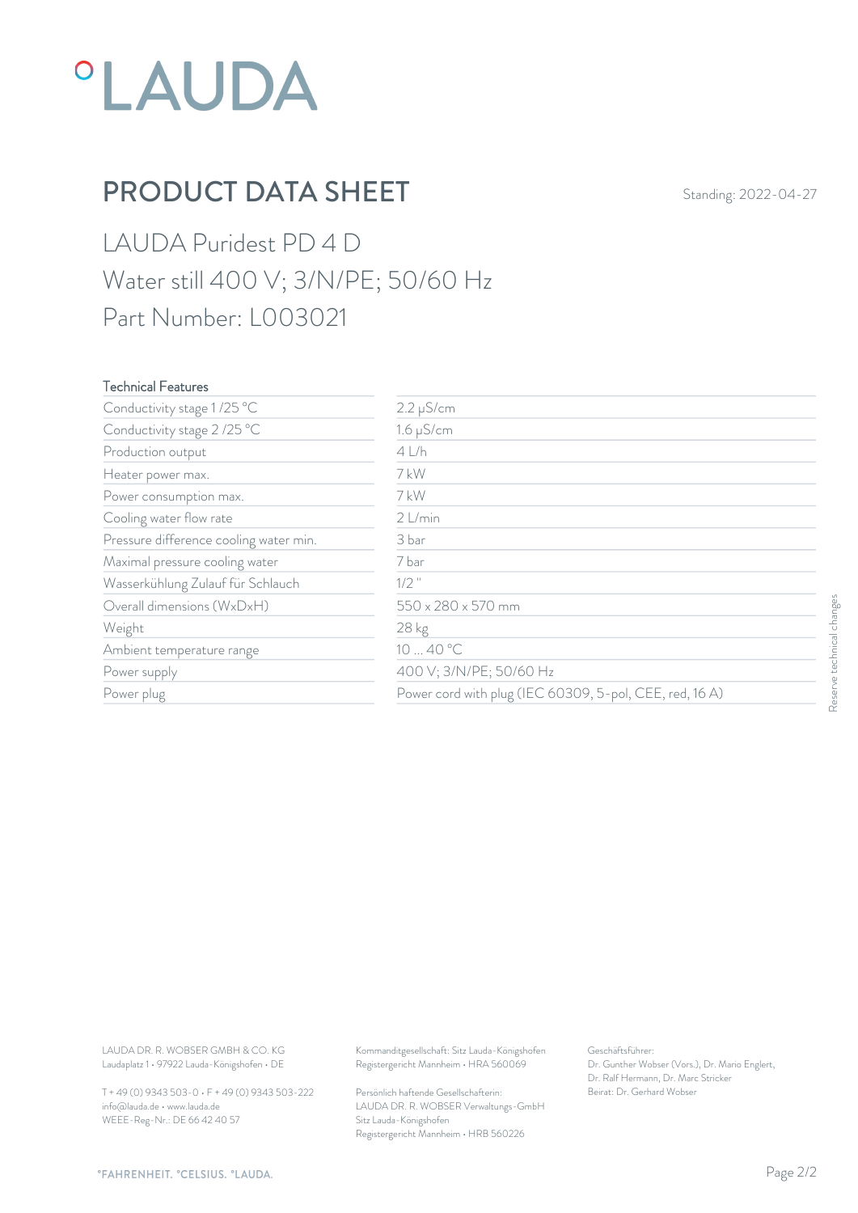# PRODUCT DATA SHEET

Standing: 2022-04-27

## LAUDA Puridest PD 4 D
## Water still 400 V; 3/N/PE; 50/60 Hz
## Part Number: L003021

| Technical Features | |
| --- | --- |
| Conductivity stage 1 /25 °C | 2.2 µS/cm |
| Conductivity stage 2 /25 °C | 1.6 µS/cm |
| Production output | 4 L/h |
| Heater power max. | 7 kW |
| Power consumption max. | 7 kW |
| Cooling water flow rate | 2 L/min |
| Pressure difference cooling water min. | 3 bar |
| Maximal pressure cooling water | 7 bar |
| Wasserkühlung Zulauf für Schlauch | 1/2 " |
| Overall dimensions (WxDxH) | 550 x 280 x 570 mm |
| Weight | 28 kg |
| Ambient temperature range | 10 ... 40 °C |
| Power supply | 400 V; 3/N/PE; 50/60 Hz |
| Power plug | Power cord with plug (IEC 60309, 5-pol, CEE, red, 16 A) |

Reserve technical changes

LAUDA DR. R. WOBSER GMBH & CO. KG
Laudaplatz 1 • 97922 Lauda-Königshofen • DE

T + 49 (0) 9343 503-0 • F + 49 (0) 9343 503-222
info@lauda.de • www.lauda.de
WEEE-Reg-Nr.: DE 66 42 40 57

Kommanditgesellschaft: Sitz Lauda-Königshofen
Registergericht Mannheim • HRA 560069

Persönlich haftende Gesellschafterin:
LAUDA DR. R. WOBSER Verwaltungs-GmbH
Sitz Lauda-Königshofen
Registergericht Mannheim • HRB 560226

Geschäftsführer:
Dr. Gunther Wobser (Vors.), Dr. Mario Englert,
Dr. Ralf Hermann, Dr. Marc Stricker
Beirat: Dr. Gerhard Wobser

°FAHRENHEIT. °CELSIUS. °LAUDA.